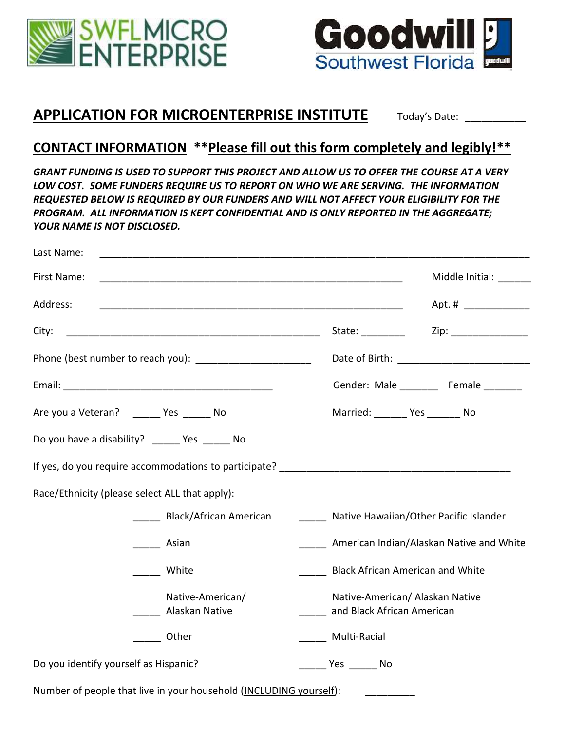SWFL MICRO ENTERPRISE

Goodwill Southwest Florida

# APPLICATION FOR MICROENTERPRISE INSTITUTE

Today's Date: ___________

## CONTACT INFORMATION **Please fill out this form completely and legibly!**

***GRANT FUNDING IS USED TO SUPPORT THIS PROJECT AND ALLOW US TO OFFER THE COURSE AT A VERY LOW COST. SOME FUNDERS REQUIRE US TO REPORT ON WHO WE ARE SERVING. THE INFORMATION REQUESTED BELOW IS REQUIRED BY OUR FUNDERS AND WILL NOT AFFECT YOUR ELIGIBILITY FOR THE PROGRAM. ALL INFORMATION IS KEPT CONFIDENTIAL AND IS ONLY REPORTED IN THE AGGREGATE; YOUR NAME IS NOT DISCLOSED.***

Last Name: ___________________________________________________________

First Name: _______________________________________ Middle Initial: ______

Address: _______________________________________ Apt. # ____________

City: ___________________________________ State: ________ Zip: ______________

Phone (best number to reach you): ____________________ Date of Birth: ________________________

Email: ______________________________________ Gender: Male _______ Female _______

Are you a Veteran? _____ Yes _____ No Married: ______ Yes ______ No

Do you have a disability? _____ Yes _____ No

If yes, do you require accommodations to participate? ________________________________________

Race/Ethnicity (please select ALL that apply):

_____ Black/African American

_____ Asian

_____ White

_____ Native-American/ Alaskan Native

_____ Other

_____ Native Hawaiian/Other Pacific Islander

_____ American Indian/Alaskan Native and White

_____ Black African American and White

_____ Native-American/ Alaskan Native and Black African American

_____ Multi-Racial

Do you identify yourself as Hispanic? _____ Yes _____ No

Number of people that live in your household (INCLUDING yourself): _________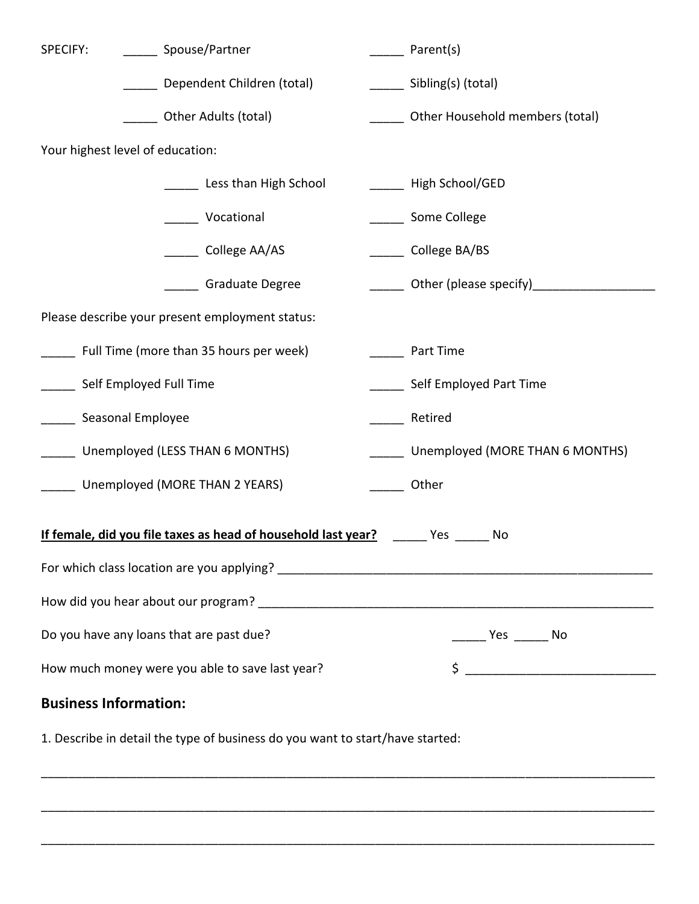SPECIFY: _____ Spouse/Partner _____ Parent(s)

_____ Dependent Children (total) _____ Sibling(s) (total)

_____ Other Adults (total) _____ Other Household members (total)

Your highest level of education:

_____ Less than High School _____ High School/GED

_____ Vocational _____ Some College

_____ College AA/AS _____ College BA/BS

_____ Graduate Degree _____ Other (please specify)__________________

Please describe your present employment status:

_____ Full Time (more than 35 hours per week) _____ Part Time

_____ Self Employed Full Time _____ Self Employed Part Time

_____ Seasonal Employee _____ Retired

_____ Unemployed (LESS THAN 6 MONTHS) _____ Unemployed (MORE THAN 6 MONTHS)

_____ Unemployed (MORE THAN 2 YEARS) _____ Other

**<u>If female, did you file taxes as head of household last year?</u>** _____ Yes _____ No

For which class location are you applying? ________________________________________________________

How did you hear about our program? ____________________________________________________________

Do you have any loans that are past due? _____ Yes _____ No

How much money were you able to save last year? $ ____________________________

## Business Information:

1. Describe in detail the type of business do you want to start/have started:

________________________________________________________________________________________

________________________________________________________________________________________

________________________________________________________________________________________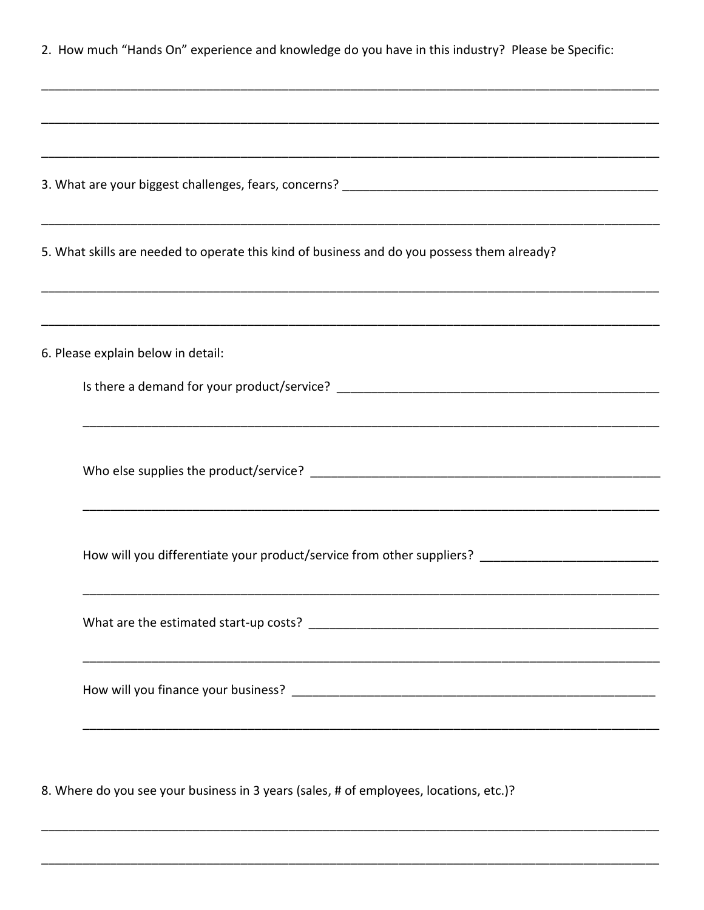2. How much "Hands On" experience and knowledge do you have in this industry? Please be Specific:

___________________________________________________________________________________________

___________________________________________________________________________________________

___________________________________________________________________________________________

3. What are your biggest challenges, fears, concerns? ________________________________________________

___________________________________________________________________________________________

5. What skills are needed to operate this kind of business and do you possess them already?

___________________________________________________________________________________________

___________________________________________________________________________________________

6. Please explain below in detail:

Is there a demand for your product/service? _______________________________________________

___________________________________________________________________________________

Who else supplies the product/service? ___________________________________________________

___________________________________________________________________________________

How will you differentiate your product/service from other suppliers? __________________________

___________________________________________________________________________________

What are the estimated start-up costs? ___________________________________________________

___________________________________________________________________________________

How will you finance your business? _____________________________________________________

___________________________________________________________________________________

8. Where do you see your business in 3 years (sales, # of employees, locations, etc.)?

___________________________________________________________________________________________

___________________________________________________________________________________________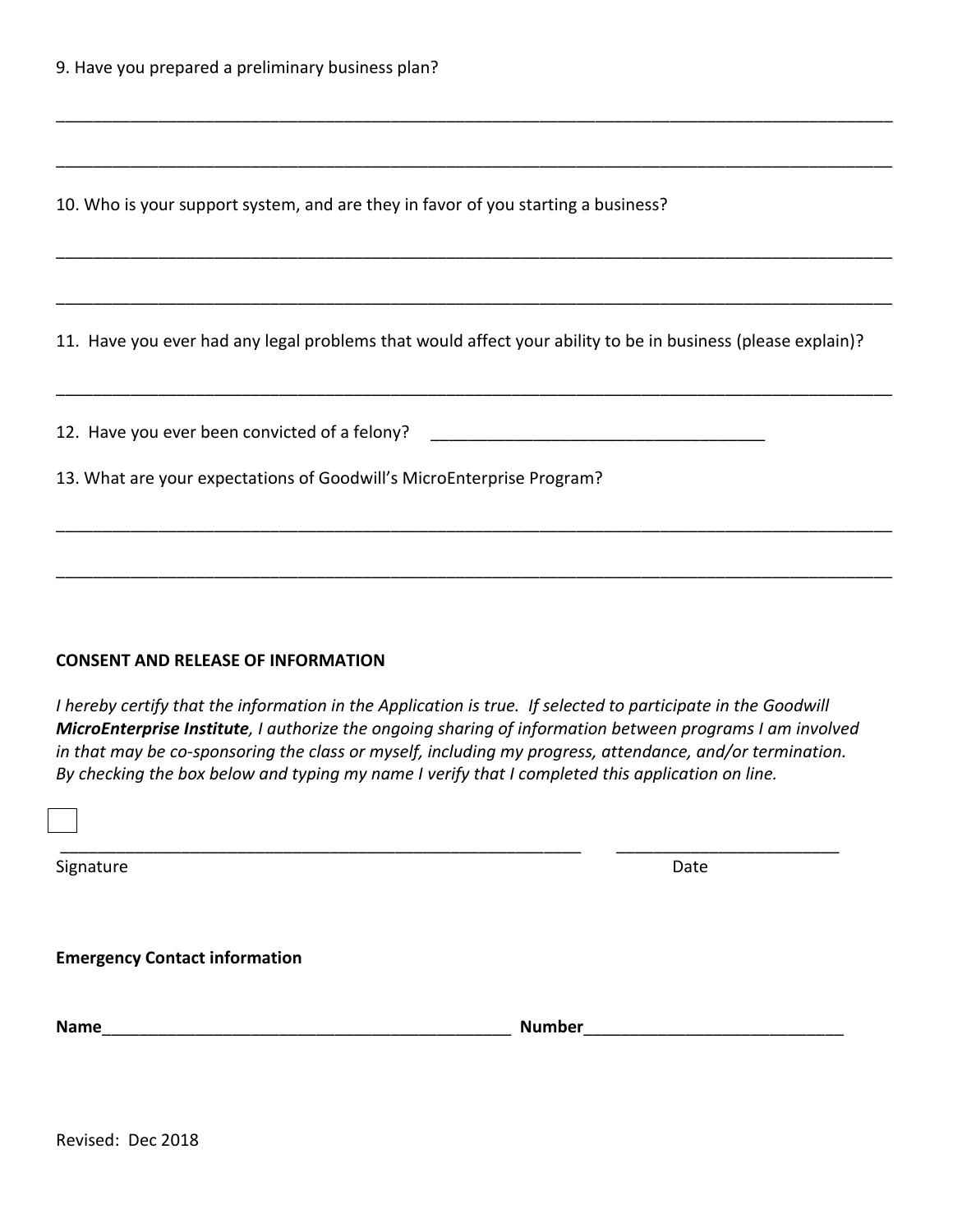9. Have you prepared a preliminary business plan?

_______________________________________________________________________________________

_______________________________________________________________________________________

10. Who is your support system, and are they in favor of you starting a business?

_______________________________________________________________________________________

_______________________________________________________________________________________

11. Have you ever had any legal problems that would affect your ability to be in business (please explain)?

_______________________________________________________________________________________

12. Have you ever been convicted of a felony? ____________________________________

13. What are your expectations of Goodwill's MicroEnterprise Program?

_______________________________________________________________________________________

_______________________________________________________________________________________

**CONSENT AND RELEASE OF INFORMATION**

*I hereby certify that the information in the Application is true. If selected to participate in the Goodwill **MicroEnterprise Institute**, I authorize the ongoing sharing of information between programs I am involved in that may be co-sponsoring the class or myself, including my progress, attendance, and/or termination. By checking the box below and typing my name I verify that I completed this application on line.*

☐

__________________________________________________________ ________________________

Signature Date

**Emergency Contact information**

**Name**_____________________________________________ **Number**___________________________

Revised: Dec 2018